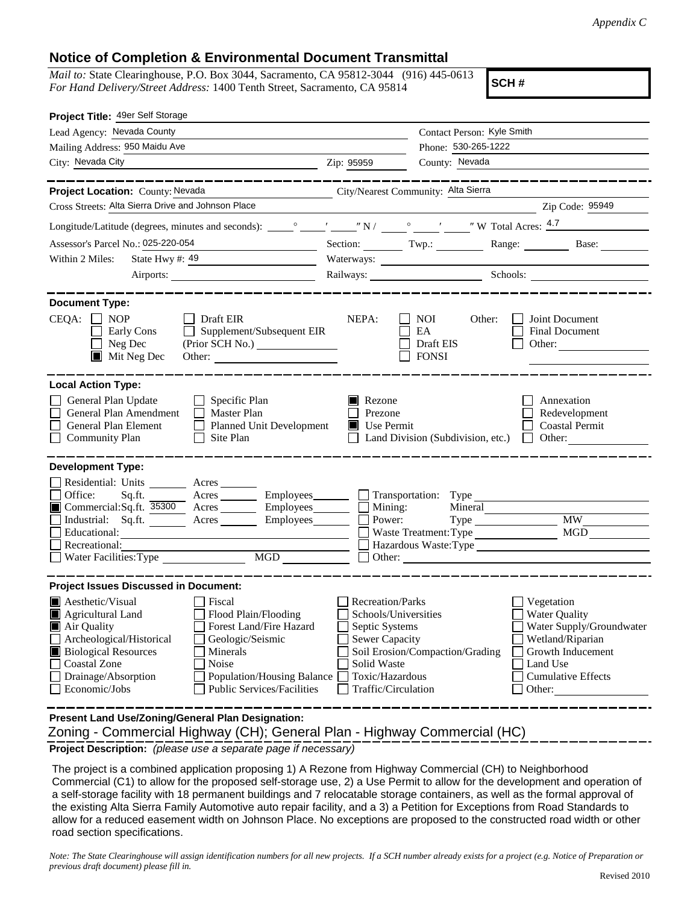*Appendix C*

## Notice of Completion & Environmental Document Transmittal

*Mail to:* State Clearinghouse, P.O. Box 3044, Sacramento, CA 95812-3044 (916) 445-0613
*For Hand Delivery/Street Address:* 1400 Tenth Street, Sacramento, CA 95814

**SCH #**

**Project Title:** 49er Self Storage

Lead Agency: Nevada County
Contact Person: Kyle Smith
Mailing Address: 950 Maidu Ave
Phone: 530-265-1222
City: Nevada City
Zip: 95959
County: Nevada

---

**Project Location:** County: Nevada
City/Nearest Community: Alta Sierra
Cross Streets: Alta Sierra Drive and Johnson Place
Zip Code: 95949
Longitude/Latitude (degrees, minutes and seconds): ____° ____′ ____″ N / ____° ____′ ____″ W Total Acres: 4.7
Assessor's Parcel No.: 025-220-054
Section: ____ Twp.: ____ Range: ____ Base: ____
Within 2 Miles: State Hwy #: 49
Waterways: ____
Airports: ____
Railways: ____ Schools: ____

---

**Document Type:**

CEQA: ☐ NOP ☐ Draft EIR ☐ Early Cons ☐ Supplement/Subsequent EIR ☐ Neg Dec (Prior SCH No.) ____ ☒ Mit Neg Dec Other: ____

NEPA: ☐ NOI ☐ EA ☐ Draft EIS ☐ FONSI

Other: ☐ Joint Document ☐ Final Document ☐ Other: ____

---

**Local Action Type:**

☐ General Plan Update
☐ General Plan Amendment
☐ General Plan Element
☐ Community Plan
☐ Specific Plan
☐ Master Plan
☐ Planned Unit Development
☐ Site Plan
☒ Rezone
☐ Prezone
☒ Use Permit
☐ Land Division (Subdivision, etc.)
☐ Annexation
☐ Redevelopment
☐ Coastal Permit
☐ Other: ____

---

**Development Type:**

☐ Residential: Units ____ Acres ____
☐ Office: Sq.ft. ____ Acres ____ Employees ____
☒ Commercial: Sq.ft. 35300 Acres ____ Employees ____
☐ Industrial: Sq.ft. ____ Acres ____ Employees ____
☐ Educational: ____
☐ Recreational: ____
☐ Water Facilities: Type ____ MGD ____
☐ Transportation: Type ____
☐ Mining: Mineral ____
☐ Power: Type ____ MW ____
☐ Waste Treatment: Type ____ MGD ____
☐ Hazardous Waste: Type ____
☐ Other: ____

---

**Project Issues Discussed in Document:**

☒ Aesthetic/Visual
☒ Agricultural Land
☒ Air Quality
☐ Archeological/Historical
☒ Biological Resources
☐ Coastal Zone
☐ Drainage/Absorption
☐ Economic/Jobs
☐ Fiscal
☐ Flood Plain/Flooding
☐ Forest Land/Fire Hazard
☐ Geologic/Seismic
☐ Minerals
☐ Noise
☐ Population/Housing Balance
☐ Public Services/Facilities
☐ Recreation/Parks
☐ Schools/Universities
☐ Septic Systems
☐ Sewer Capacity
☐ Soil Erosion/Compaction/Grading
☐ Solid Waste
☐ Toxic/Hazardous
☐ Traffic/Circulation
☐ Vegetation
☐ Water Quality
☐ Water Supply/Groundwater
☐ Wetland/Riparian
☐ Growth Inducement
☐ Land Use
☐ Cumulative Effects
☐ Other: ____

---

**Present Land Use/Zoning/General Plan Designation:**

Zoning - Commercial Highway (CH); General Plan - Highway Commercial (HC)

**Project Description:** *(please use a separate page if necessary)*

The project is a combined application proposing 1) A Rezone from Highway Commercial (CH) to Neighborhood Commercial (C1) to allow for the proposed self-storage use, 2) a Use Permit to allow for the development and operation of a self-storage facility with 18 permanent buildings and 7 relocatable storage containers, as well as the formal approval of the existing Alta Sierra Family Automotive auto repair facility, and a 3) a Petition for Exceptions from Road Standards to allow for a reduced easement width on Johnson Place. No exceptions are proposed to the constructed road width or other road section specifications.

*Note: The State Clearinghouse will assign identification numbers for all new projects. If a SCH number already exists for a project (e.g. Notice of Preparation or previous draft document) please fill in.*

Revised 2010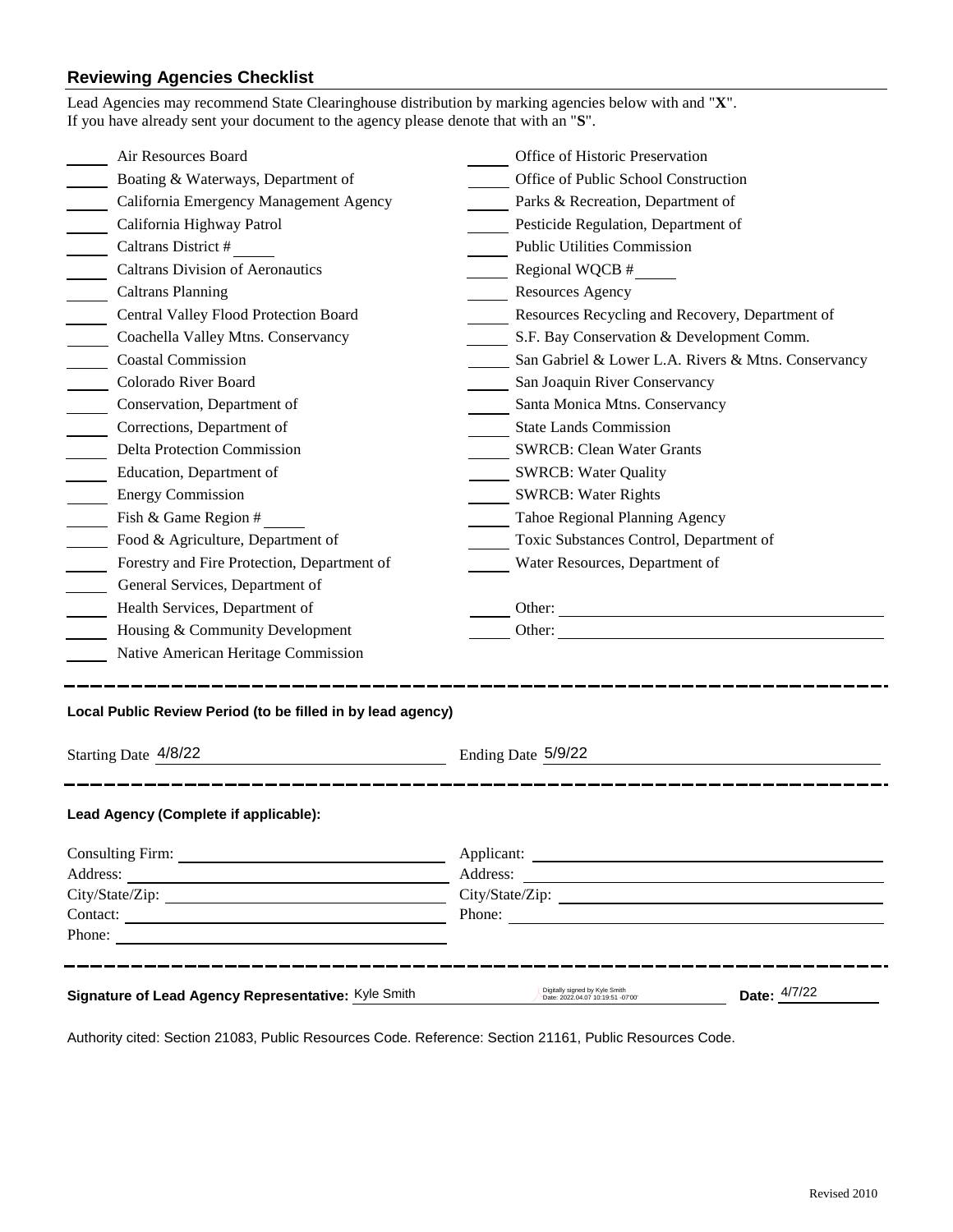## Reviewing Agencies Checklist

Lead Agencies may recommend State Clearinghouse distribution by marking agencies below with and "**X**".
If you have already sent your document to the agency please denote that with an "**S**".

| | |
|---|---|
| ____ Air Resources Board | ____ Office of Historic Preservation |
| ____ Boating & Waterways, Department of | ____ Office of Public School Construction |
| ____ California Emergency Management Agency | ____ Parks & Recreation, Department of |
| ____ California Highway Patrol | ____ Pesticide Regulation, Department of |
| ____ Caltrans District # ____ | ____ Public Utilities Commission |
| ____ Caltrans Division of Aeronautics | ____ Regional WQCB # ____ |
| ____ Caltrans Planning | ____ Resources Agency |
| ____ Central Valley Flood Protection Board | ____ Resources Recycling and Recovery, Department of |
| ____ Coachella Valley Mtns. Conservancy | ____ S.F. Bay Conservation & Development Comm. |
| ____ Coastal Commission | ____ San Gabriel & Lower L.A. Rivers & Mtns. Conservancy |
| ____ Colorado River Board | ____ San Joaquin River Conservancy |
| ____ Conservation, Department of | ____ Santa Monica Mtns. Conservancy |
| ____ Corrections, Department of | ____ State Lands Commission |
| ____ Delta Protection Commission | ____ SWRCB: Clean Water Grants |
| ____ Education, Department of | ____ SWRCB: Water Quality |
| ____ Energy Commission | ____ SWRCB: Water Rights |
| ____ Fish & Game Region # ____ | ____ Tahoe Regional Planning Agency |
| ____ Food & Agriculture, Department of | ____ Toxic Substances Control, Department of |
| ____ Forestry and Fire Protection, Department of | ____ Water Resources, Department of |
| ____ General Services, Department of | |
| ____ Health Services, Department of | ____ Other: ____________ |
| ____ Housing & Community Development | ____ Other: ____________ |
| ____ Native American Heritage Commission | |

---

**Local Public Review Period (to be filled in by lead agency)**

Starting Date 4/8/22 Ending Date 5/9/22

---

**Lead Agency (Complete if applicable):**

| | |
|---|---|
| Consulting Firm: | Applicant: |
| Address: | Address: |
| City/State/Zip: | City/State/Zip: |
| Contact: | Phone: |
| Phone: | |

---

**Signature of Lead Agency Representative:** Kyle Smith Digitally signed by Kyle Smith Date: 2022.04.07 10:19:51 -07'00' **Date:** 4/7/22

Authority cited: Section 21083, Public Resources Code. Reference: Section 21161, Public Resources Code.

Revised 2010